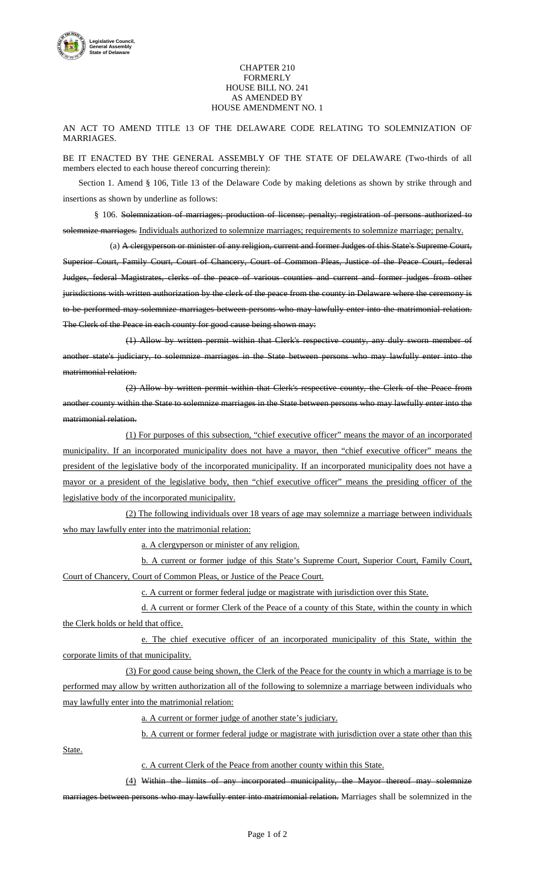CHAPTER 210
FORMERLY
HOUSE BILL NO. 241
AS AMENDED BY
HOUSE AMENDMENT NO. 1

AN ACT TO AMEND TITLE 13 OF THE DELAWARE CODE RELATING TO SOLEMNIZATION OF MARRIAGES.

BE IT ENACTED BY THE GENERAL ASSEMBLY OF THE STATE OF DELAWARE (Two-thirds of all members elected to each house thereof concurring therein):

Section 1. Amend § 106, Title 13 of the Delaware Code by making deletions as shown by strike through and insertions as shown by underline as follows:

§ 106. ~~Solemnization of marriages; production of license; penalty; registration of persons authorized to solemnize marriages.~~ <u>Individuals authorized to solemnize marriages; requirements to solemnize marriage; penalty.</u>

(a) ~~A clergyperson or minister of any religion, current and former Judges of this State's Supreme Court, Superior Court, Family Court, Court of Chancery, Court of Common Pleas, Justice of the Peace Court, federal Judges, federal Magistrates, clerks of the peace of various counties and current and former judges from other jurisdictions with written authorization by the clerk of the peace from the county in Delaware where the ceremony is to be performed may solemnize marriages between persons who may lawfully enter into the matrimonial relation. The Clerk of the Peace in each county for good cause being shown may:~~

~~(1) Allow by written permit within that Clerk's respective county, any duly sworn member of another state's judiciary, to solemnize marriages in the State between persons who may lawfully enter into the matrimonial relation.~~

~~(2) Allow by written permit within that Clerk's respective county, the Clerk of the Peace from another county within the State to solemnize marriages in the State between persons who may lawfully enter into the matrimonial relation.~~

<u>(1) For purposes of this subsection, "chief executive officer" means the mayor of an incorporated municipality. If an incorporated municipality does not have a mayor, then "chief executive officer" means the president of the legislative body of the incorporated municipality. If an incorporated municipality does not have a mayor or a president of the legislative body, then "chief executive officer" means the presiding officer of the legislative body of the incorporated municipality.</u>

<u>(2) The following individuals over 18 years of age may solemnize a marriage between individuals who may lawfully enter into the matrimonial relation:</u>

<u>a. A clergyperson or minister of any religion.</u>

<u>b. A current or former judge of this State's Supreme Court, Superior Court, Family Court, Court of Chancery, Court of Common Pleas, or Justice of the Peace Court.</u>

<u>c. A current or former federal judge or magistrate with jurisdiction over this State.</u>

<u>d. A current or former Clerk of the Peace of a county of this State, within the county in which the Clerk holds or held that office.</u>

<u>e. The chief executive officer of an incorporated municipality of this State, within the corporate limits of that municipality.</u>

<u>(3) For good cause being shown, the Clerk of the Peace for the county in which a marriage is to be performed may allow by written authorization all of the following to solemnize a marriage between individuals who may lawfully enter into the matrimonial relation:</u>

<u>a. A current or former judge of another state's judiciary.</u>

<u>b. A current or former federal judge or magistrate with jurisdiction over a state other than this State.</u>

<u>c. A current Clerk of the Peace from another county within this State.</u>

<u>(4)</u> ~~Within the limits of any incorporated municipality, the Mayor thereof may solemnize marriages between persons who may lawfully enter into matrimonial relation.~~ Marriages shall be solemnized in the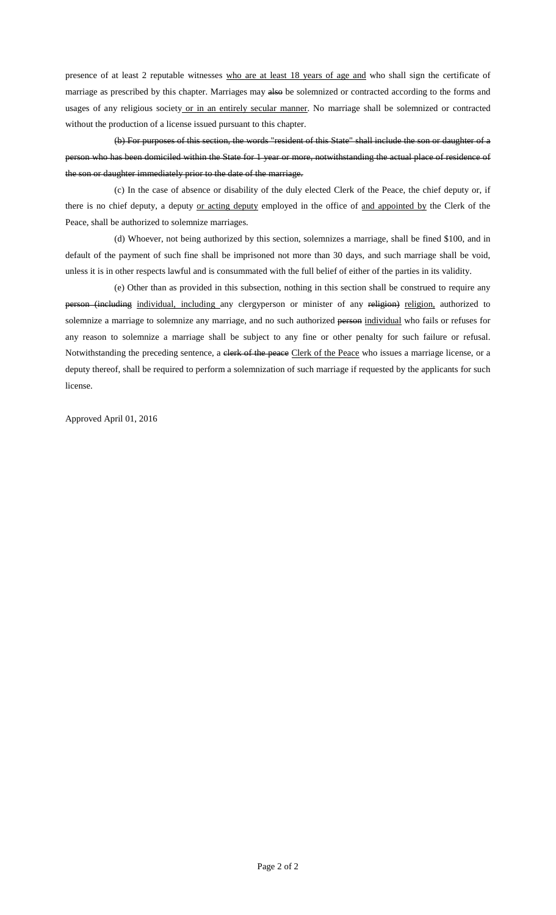presence of at least 2 reputable witnesses <u>who are at least 18 years of age and</u> who shall sign the certificate of marriage as prescribed by this chapter. Marriages may ~~also~~ be solemnized or contracted according to the forms and usages of any religious society<u> or in an entirely secular manner</u>. No marriage shall be solemnized or contracted without the production of a license issued pursuant to this chapter.

~~(b) For purposes of this section, the words "resident of this State" shall include the son or daughter of a person who has been domiciled within the State for 1 year or more, notwithstanding the actual place of residence of the son or daughter immediately prior to the date of the marriage.~~

(c) In the case of absence or disability of the duly elected Clerk of the Peace, the chief deputy or, if there is no chief deputy, a deputy <u>or acting deputy</u> employed in the office of <u>and appointed by</u> the Clerk of the Peace, shall be authorized to solemnize marriages.

(d) Whoever, not being authorized by this section, solemnizes a marriage, shall be fined $100, and in default of the payment of such fine shall be imprisoned not more than 30 days, and such marriage shall be void, unless it is in other respects lawful and is consummated with the full belief of either of the parties in its validity.

(e) Other than as provided in this subsection, nothing in this section shall be construed to require any ~~person (including~~ <u>individual, including </u>any clergyperson or minister of any ~~religion)~~ <u>religion,</u> authorized to solemnize a marriage to solemnize any marriage, and no such authorized ~~person~~ <u>individual</u> who fails or refuses for any reason to solemnize a marriage shall be subject to any fine or other penalty for such failure or refusal. Notwithstanding the preceding sentence, a ~~clerk of the peace~~ <u>Clerk of the Peace</u> who issues a marriage license, or a deputy thereof, shall be required to perform a solemnization of such marriage if requested by the applicants for such license.

Approved April 01, 2016